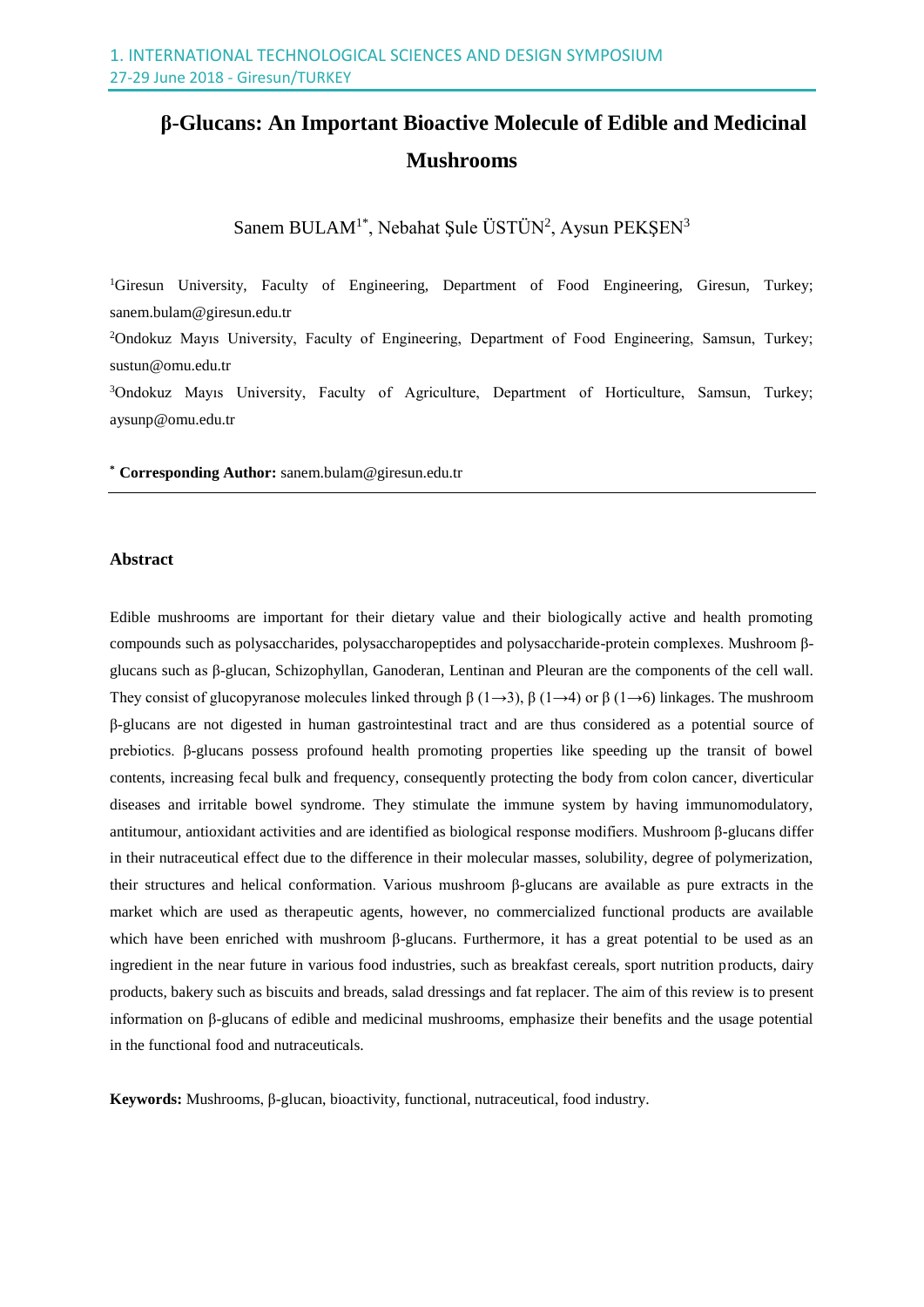# β-Glucans: An Important Bioactive Molecule of Edible and Medicinal Mushrooms

Sanem BULAM[1*], Nebahat Şule ÜSTÜN[2], Aysun PEKŞEN[3]

[1]Giresun University, Faculty of Engineering, Department of Food Engineering, Giresun, Turkey; sanem.bulam@giresun.edu.tr

[2]Ondokuz Mayıs University, Faculty of Engineering, Department of Food Engineering, Samsun, Turkey; sustun@omu.edu.tr

[3]Ondokuz Mayıs University, Faculty of Agriculture, Department of Horticulture, Samsun, Turkey; aysunp@omu.edu.tr

[*] **Corresponding Author:** sanem.bulam@giresun.edu.tr

---

## Abstract

Edible mushrooms are important for their dietary value and their biologically active and health promoting compounds such as polysaccharides, polysaccharopeptides and polysaccharide-protein complexes. Mushroom β-glucans such as β-glucan, Schizophyllan, Ganoderan, Lentinan and Pleuran are the components of the cell wall. They consist of glucopyranose molecules linked through β (1→3), β (1→4) or β (1→6) linkages. The mushroom β-glucans are not digested in human gastrointestinal tract and are thus considered as a potential source of prebiotics. β-glucans possess profound health promoting properties like speeding up the transit of bowel contents, increasing fecal bulk and frequency, consequently protecting the body from colon cancer, diverticular diseases and irritable bowel syndrome. They stimulate the immune system by having immunomodulatory, antitumour, antioxidant activities and are identified as biological response modifiers. Mushroom β-glucans differ in their nutraceutical effect due to the difference in their molecular masses, solubility, degree of polymerization, their structures and helical conformation. Various mushroom β-glucans are available as pure extracts in the market which are used as therapeutic agents, however, no commercialized functional products are available which have been enriched with mushroom β-glucans. Furthermore, it has a great potential to be used as an ingredient in the near future in various food industries, such as breakfast cereals, sport nutrition products, dairy products, bakery such as biscuits and breads, salad dressings and fat replacer. The aim of this review is to present information on β-glucans of edible and medicinal mushrooms, emphasize their benefits and the usage potential in the functional food and nutraceuticals.

**Keywords:** Mushrooms, β-glucan, bioactivity, functional, nutraceutical, food industry.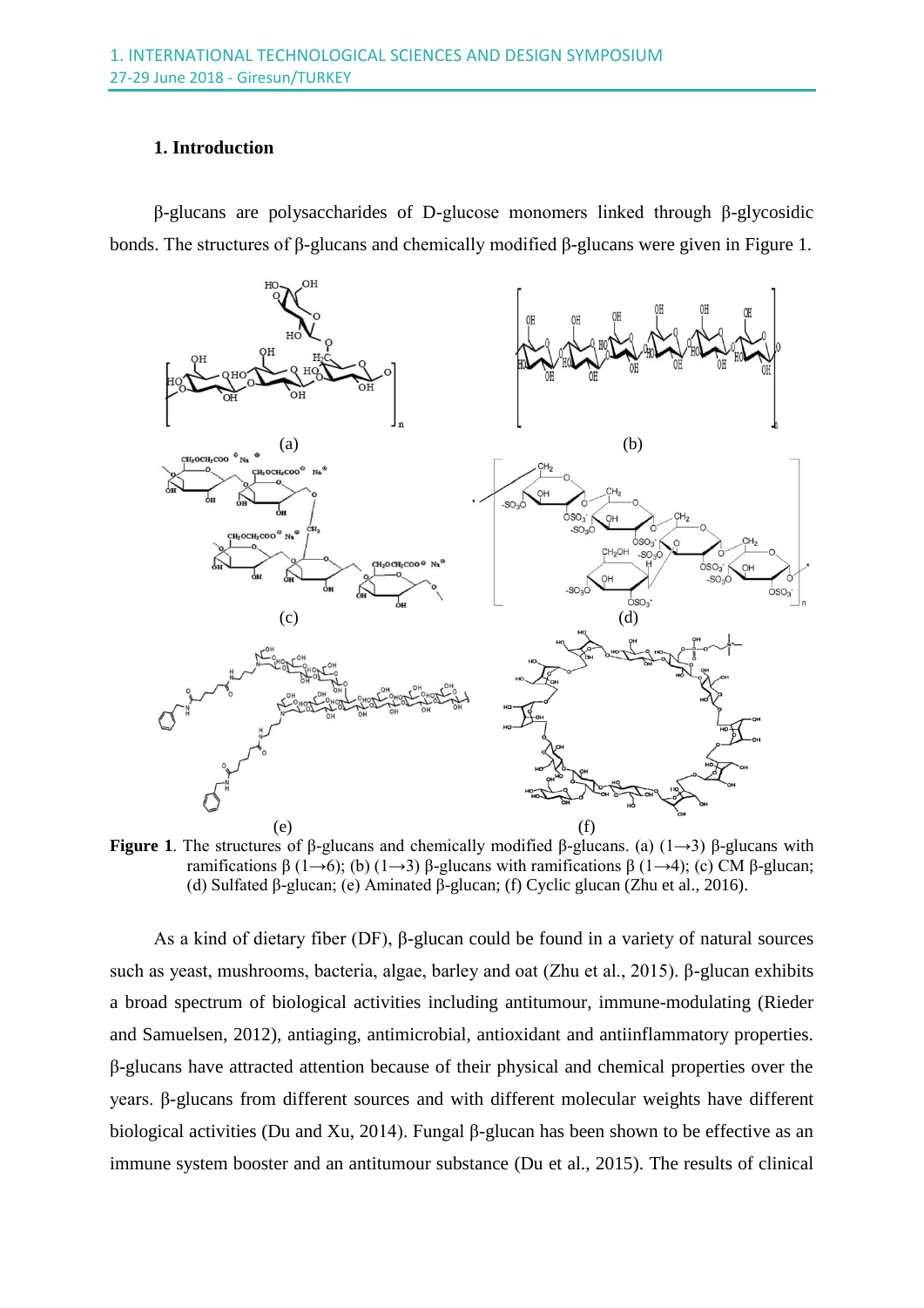## 1. Introduction

β-glucans are polysaccharides of D-glucose monomers linked through β-glycosidic bonds. The structures of β-glucans and chemically modified β-glucans were given in Figure 1.

**Figure 1**. The structures of β-glucans and chemically modified β-glucans. (a) (1→3) β-glucans with ramifications β (1→6); (b) (1→3) β-glucans with ramifications β (1→4); (c) CM β-glucan; (d) Sulfated β-glucan; (e) Aminated β-glucan; (f) Cyclic glucan (Zhu et al., 2016).

As a kind of dietary fiber (DF), β-glucan could be found in a variety of natural sources such as yeast, mushrooms, bacteria, algae, barley and oat (Zhu et al., 2015). β-glucan exhibits a broad spectrum of biological activities including antitumour, immune-modulating (Rieder and Samuelsen, 2012), antiaging, antimicrobial, antioxidant and antiinflammatory properties. β-glucans have attracted attention because of their physical and chemical properties over the years. β-glucans from different sources and with different molecular weights have different biological activities (Du and Xu, 2014). Fungal β-glucan has been shown to be effective as an immune system booster and an antitumour substance (Du et al., 2015). The results of clinical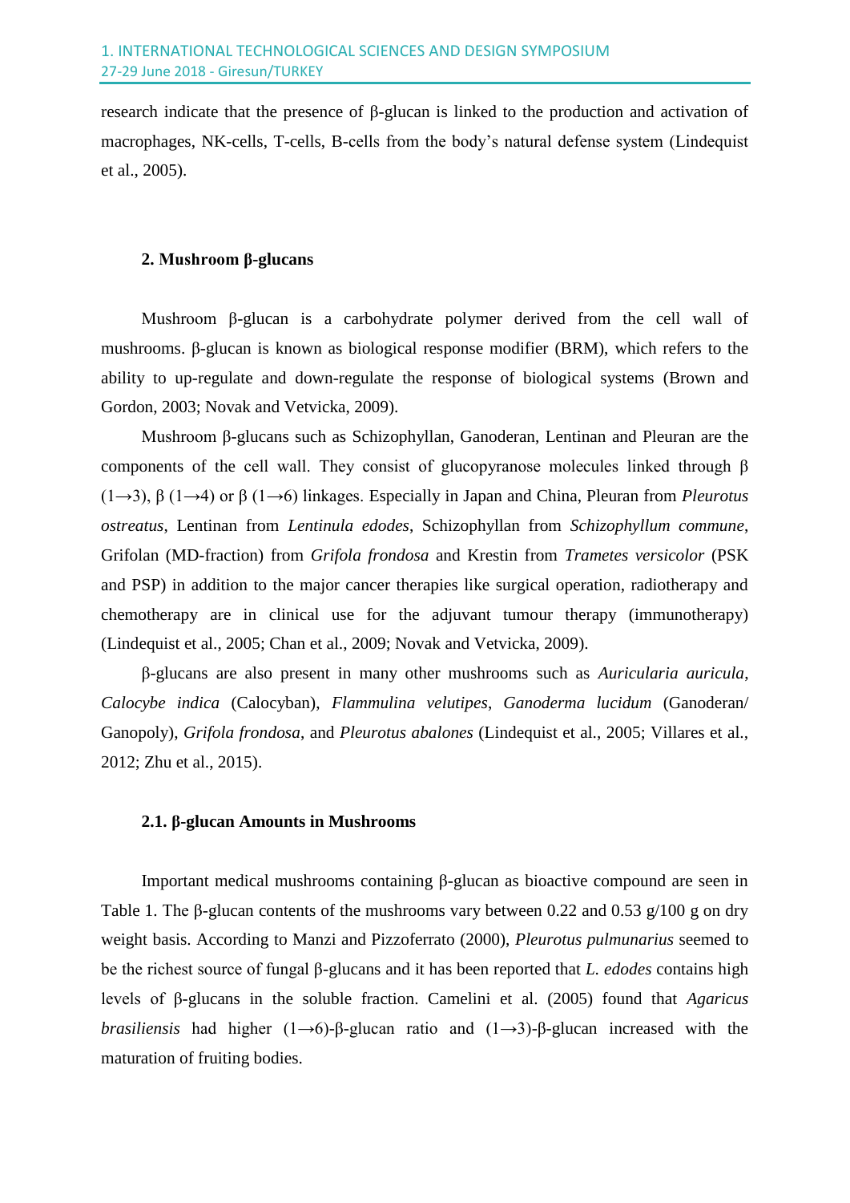research indicate that the presence of β-glucan is linked to the production and activation of macrophages, NK-cells, T-cells, B-cells from the body's natural defense system (Lindequist et al., 2005).

## 2. Mushroom β-glucans

Mushroom β-glucan is a carbohydrate polymer derived from the cell wall of mushrooms. β-glucan is known as biological response modifier (BRM), which refers to the ability to up-regulate and down-regulate the response of biological systems (Brown and Gordon, 2003; Novak and Vetvicka, 2009).

Mushroom β-glucans such as Schizophyllan, Ganoderan, Lentinan and Pleuran are the components of the cell wall. They consist of glucopyranose molecules linked through β (1→3), β (1→4) or β (1→6) linkages. Especially in Japan and China, Pleuran from *Pleurotus ostreatus*, Lentinan from *Lentinula edodes*, Schizophyllan from *Schizophyllum commune*, Grifolan (MD-fraction) from *Grifola frondosa* and Krestin from *Trametes versicolor* (PSK and PSP) in addition to the major cancer therapies like surgical operation, radiotherapy and chemotherapy are in clinical use for the adjuvant tumour therapy (immunotherapy) (Lindequist et al., 2005; Chan et al., 2009; Novak and Vetvicka, 2009).

β-glucans are also present in many other mushrooms such as *Auricularia auricula*, *Calocybe indica* (Calocyban), *Flammulina velutipes*, *Ganoderma lucidum* (Ganoderan/ Ganopoly), *Grifola frondosa*, and *Pleurotus abalones* (Lindequist et al., 2005; Villares et al., 2012; Zhu et al., 2015).

### 2.1. β-glucan Amounts in Mushrooms

Important medical mushrooms containing β-glucan as bioactive compound are seen in Table 1. The β-glucan contents of the mushrooms vary between 0.22 and 0.53 g/100 g on dry weight basis. According to Manzi and Pizzoferrato (2000), *Pleurotus pulmunarius* seemed to be the richest source of fungal β-glucans and it has been reported that *L. edodes* contains high levels of β-glucans in the soluble fraction. Camelini et al. (2005) found that *Agaricus brasiliensis* had higher (1→6)-β-glucan ratio and (1→3)-β-glucan increased with the maturation of fruiting bodies.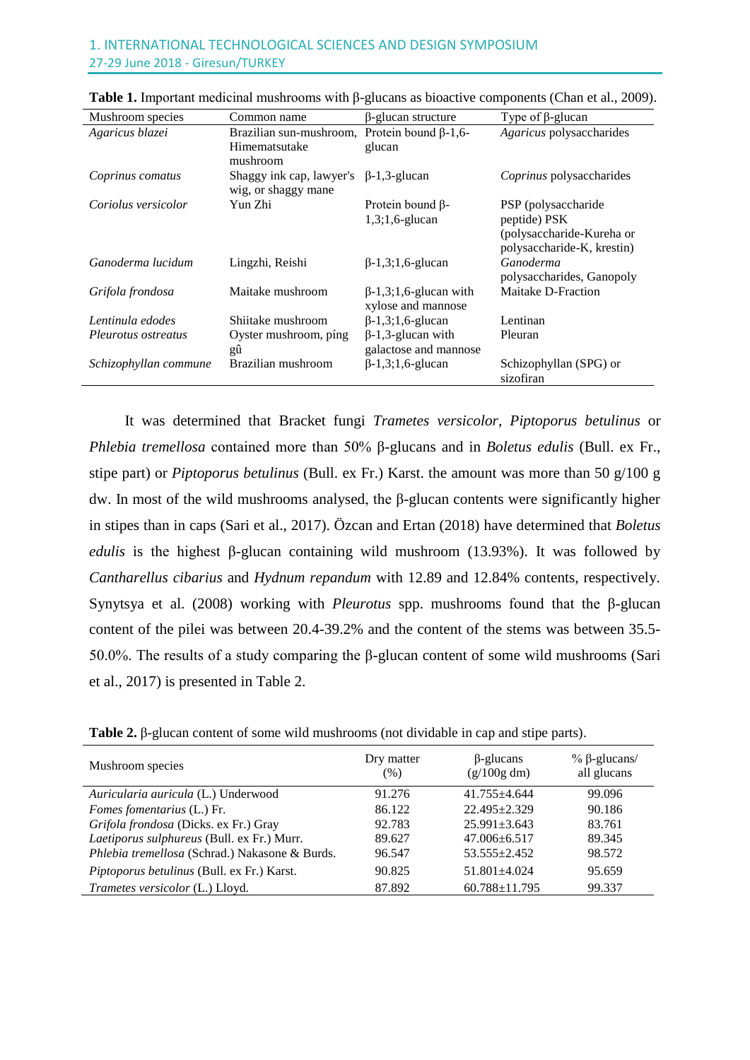**Table 1.** Important medicinal mushrooms with β-glucans as bioactive components (Chan et al., 2009).

| Mushroom species | Common name | β-glucan structure | Type of β-glucan |
|---|---|---|---|
| *Agaricus blazei* | Brazilian sun-mushroom, Himematsutake mushroom | Protein bound β-1,6-glucan | *Agaricus* polysaccharides |
| *Coprinus comatus* | Shaggy ink cap, lawyer's wig, or shaggy mane | β-1,3-glucan | *Coprinus* polysaccharides |
| *Coriolus versicolor* | Yun Zhi | Protein bound β-1,3;1,6-glucan | PSP (polysaccharide peptide) PSK (polysaccharide-Kureha or polysaccharide-K, krestin) |
| *Ganoderma lucidum* | Lingzhi, Reishi | β-1,3;1,6-glucan | *Ganoderma* polysaccharides, Ganopoly |
| *Grifola frondosa* | Maitake mushroom | β-1,3;1,6-glucan with xylose and mannose | Maitake D-Fraction |
| *Lentinula edodes* | Shiitake mushroom | β-1,3;1,6-glucan | Lentinan |
| *Pleurotus ostreatus* | Oyster mushroom, píng gû | β-1,3-glucan with galactose and mannose | Pleuran |
| *Schizophyllan commune* | Brazilian mushroom | β-1,3;1,6-glucan | Schizophyllan (SPG) or sizofiran |

It was determined that Bracket fungi *Trametes versicolor*, *Piptoporus betulinus* or *Phlebia tremellosa* contained more than 50% β-glucans and in *Boletus edulis* (Bull. ex Fr., stipe part) or *Piptoporus betulinus* (Bull. ex Fr.) Karst. the amount was more than 50 g/100 g dw. In most of the wild mushrooms analysed, the β-glucan contents were significantly higher in stipes than in caps (Sari et al., 2017). Özcan and Ertan (2018) have determined that *Boletus edulis* is the highest β-glucan containing wild mushroom (13.93%). It was followed by *Cantharellus cibarius* and *Hydnum repandum* with 12.89 and 12.84% contents, respectively. Synytsya et al. (2008) working with *Pleurotus* spp. mushrooms found that the β-glucan content of the pilei was between 20.4-39.2% and the content of the stems was between 35.5-50.0%. The results of a study comparing the β-glucan content of some wild mushrooms (Sari et al., 2017) is presented in Table 2.

**Table 2.** β-glucan content of some wild mushrooms (not dividable in cap and stipe parts).

| Mushroom species | Dry matter (%) | β-glucans (g/100g dm) | % β-glucans/ all glucans |
|---|---|---|---|
| *Auricularia auricula* (L.) Underwood | 91.276 | 41.755±4.644 | 99.096 |
| *Fomes fomentarius* (L.) Fr. | 86.122 | 22.495±2.329 | 90.186 |
| *Grifola frondosa* (Dicks. ex Fr.) Gray | 92.783 | 25.991±3.643 | 83.761 |
| *Laetiporus sulphureus* (Bull. ex Fr.) Murr. | 89.627 | 47.006±6.517 | 89.345 |
| *Phlebia tremellosa* (Schrad.) Nakasone & Burds. | 96.547 | 53.555±2.452 | 98.572 |
| *Piptoporus betulinus* (Bull. ex Fr.) Karst. | 90.825 | 51.801±4.024 | 95.659 |
| *Trametes versicolor* (L.) Lloyd. | 87.892 | 60.788±11.795 | 99.337 |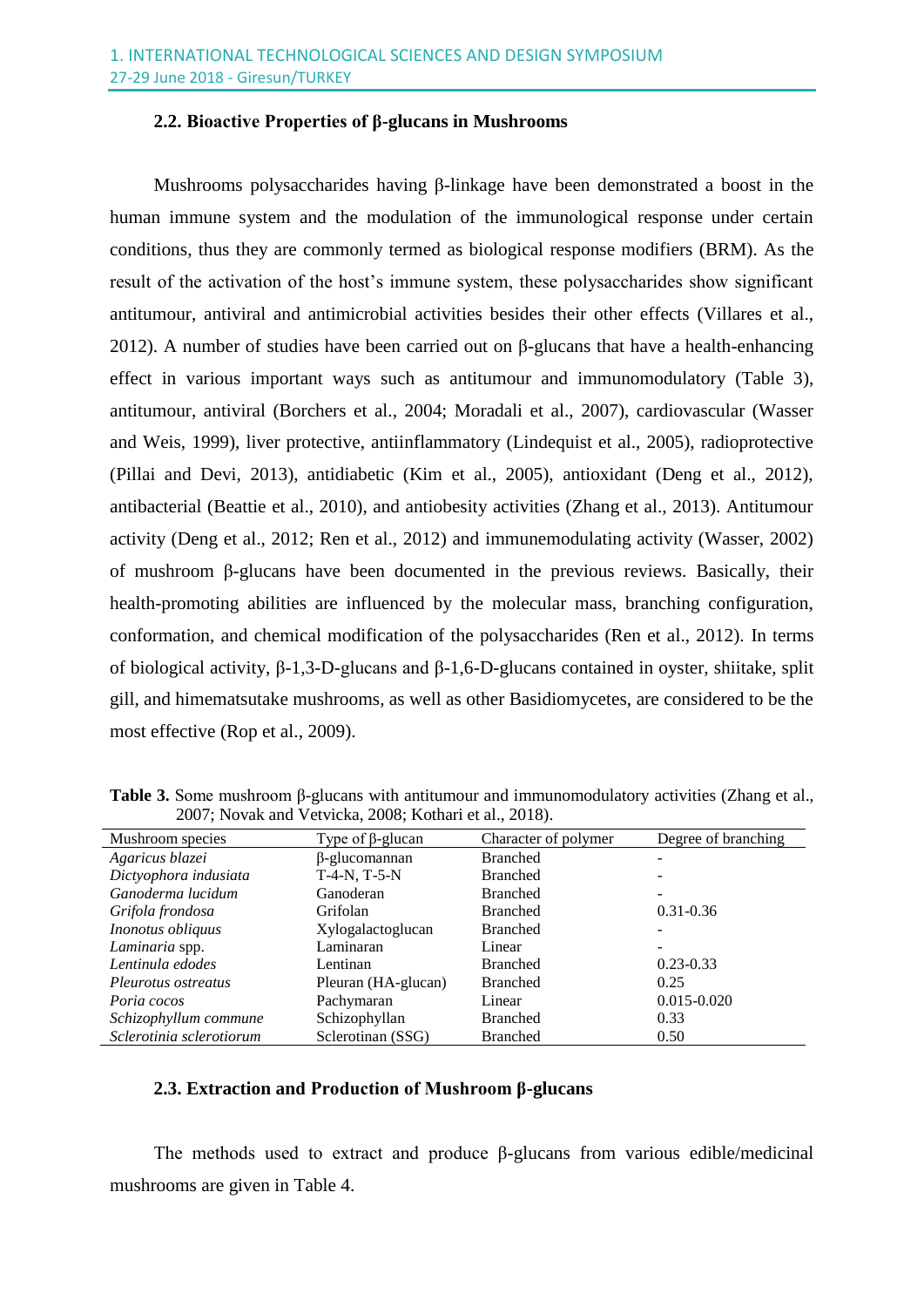### 2.2. Bioactive Properties of β-glucans in Mushrooms

Mushrooms polysaccharides having β-linkage have been demonstrated a boost in the human immune system and the modulation of the immunological response under certain conditions, thus they are commonly termed as biological response modifiers (BRM). As the result of the activation of the host's immune system, these polysaccharides show significant antitumour, antiviral and antimicrobial activities besides their other effects (Villares et al., 2012). A number of studies have been carried out on β-glucans that have a health-enhancing effect in various important ways such as antitumour and immunomodulatory (Table 3), antitumour, antiviral (Borchers et al., 2004; Moradali et al., 2007), cardiovascular (Wasser and Weis, 1999), liver protective, antiinflammatory (Lindequist et al., 2005), radioprotective (Pillai and Devi, 2013), antidiabetic (Kim et al., 2005), antioxidant (Deng et al., 2012), antibacterial (Beattie et al., 2010), and antiobesity activities (Zhang et al., 2013). Antitumour activity (Deng et al., 2012; Ren et al., 2012) and immunemodulating activity (Wasser, 2002) of mushroom β-glucans have been documented in the previous reviews. Basically, their health-promoting abilities are influenced by the molecular mass, branching configuration, conformation, and chemical modification of the polysaccharides (Ren et al., 2012). In terms of biological activity, β-1,3-D-glucans and β-1,6-D-glucans contained in oyster, shiitake, split gill, and himematsutake mushrooms, as well as other Basidiomycetes, are considered to be the most effective (Rop et al., 2009).

**Table 3.** Some mushroom β-glucans with antitumour and immunomodulatory activities (Zhang et al., 2007; Novak and Vetvicka, 2008; Kothari et al., 2018).

| Mushroom species | Type of β-glucan | Character of polymer | Degree of branching |
|---|---|---|---|
| *Agaricus blazei* | β-glucomannan | Branched | - |
| *Dictyophora indusiata* | T-4-N, T-5-N | Branched | - |
| *Ganoderma lucidum* | Ganoderan | Branched | - |
| *Grifola frondosa* | Grifolan | Branched | 0.31-0.36 |
| *Inonotus obliquus* | Xylogalactoglucan | Branched | - |
| *Laminaria* spp. | Laminaran | Linear | - |
| *Lentinula edodes* | Lentinan | Branched | 0.23-0.33 |
| *Pleurotus ostreatus* | Pleuran (HA-glucan) | Branched | 0.25 |
| *Poria cocos* | Pachymaran | Linear | 0.015-0.020 |
| *Schizophyllum commune* | Schizophyllan | Branched | 0.33 |
| *Sclerotinia sclerotiorum* | Sclerotinan (SSG) | Branched | 0.50 |

### 2.3. Extraction and Production of Mushroom β-glucans

The methods used to extract and produce β-glucans from various edible/medicinal mushrooms are given in Table 4.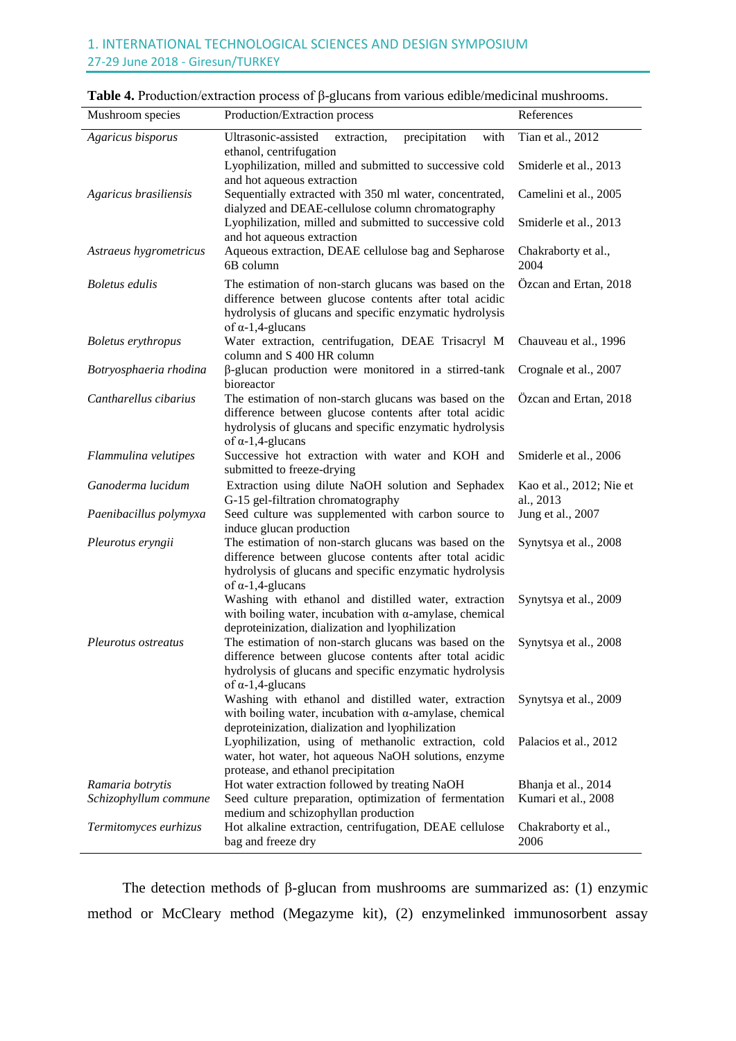**Table 4.** Production/extraction process of β-glucans from various edible/medicinal mushrooms.

| Mushroom species | Production/Extraction process | References |
|---|---|---|
| *Agaricus bisporus* | Ultrasonic-assisted extraction, precipitation with ethanol, centrifugation | Tian et al., 2012 |
| | Lyophilization, milled and submitted to successive cold and hot aqueous extraction | Smiderle et al., 2013 |
| *Agaricus brasiliensis* | Sequentially extracted with 350 ml water, concentrated, dialyzed and DEAE-cellulose column chromatography | Camelini et al., 2005 |
| | Lyophilization, milled and submitted to successive cold and hot aqueous extraction | Smiderle et al., 2013 |
| *Astraeus hygrometricus* | Aqueous extraction, DEAE cellulose bag and Sepharose 6B column | Chakraborty et al., 2004 |
| *Boletus edulis* | The estimation of non-starch glucans was based on the difference between glucose contents after total acidic hydrolysis of glucans and specific enzymatic hydrolysis of α-1,4-glucans | Özcan and Ertan, 2018 |
| *Boletus erythropus* | Water extraction, centrifugation, DEAE Trisacryl M column and S 400 HR column | Chauveau et al., 1996 |
| *Botryosphaeria rhodina* | β-glucan production were monitored in a stirred-tank bioreactor | Crognale et al., 2007 |
| *Cantharellus cibarius* | The estimation of non-starch glucans was based on the difference between glucose contents after total acidic hydrolysis of glucans and specific enzymatic hydrolysis of α-1,4-glucans | Özcan and Ertan, 2018 |
| *Flammulina velutipes* | Successive hot extraction with water and KOH and submitted to freeze-drying | Smiderle et al., 2006 |
| *Ganoderma lucidum* | Extraction using dilute NaOH solution and Sephadex G-15 gel-filtration chromatography | Kao et al., 2012; Nie et al., 2013 |
| *Paenibacillus polymyxa* | Seed culture was supplemented with carbon source to induce glucan production | Jung et al., 2007 |
| *Pleurotus eryngii* | The estimation of non-starch glucans was based on the difference between glucose contents after total acidic hydrolysis of glucans and specific enzymatic hydrolysis of α-1,4-glucans | Synytsya et al., 2008 |
| | Washing with ethanol and distilled water, extraction with boiling water, incubation with α-amylase, chemical deproteinization, dialization and lyophilization | Synytsya et al., 2009 |
| *Pleurotus ostreatus* | The estimation of non-starch glucans was based on the difference between glucose contents after total acidic hydrolysis of glucans and specific enzymatic hydrolysis of α-1,4-glucans | Synytsya et al., 2008 |
| | Washing with ethanol and distilled water, extraction with boiling water, incubation with α-amylase, chemical deproteinization, dialization and lyophilization | Synytsya et al., 2009 |
| | Lyophilization, using of methanolic extraction, cold water, hot water, hot aqueous NaOH solutions, enzyme protease, and ethanol precipitation | Palacios et al., 2012 |
| *Ramaria botrytis* | Hot water extraction followed by treating NaOH | Bhanja et al., 2014 |
| *Schizophyllum commune* | Seed culture preparation, optimization of fermentation medium and schizophyllan production | Kumari et al., 2008 |
| *Termitomyces eurhizus* | Hot alkaline extraction, centrifugation, DEAE cellulose bag and freeze dry | Chakraborty et al., 2006 |

The detection methods of β-glucan from mushrooms are summarized as: (1) enzymic method or McCleary method (Megazyme kit), (2) enzymelinked immunosorbent assay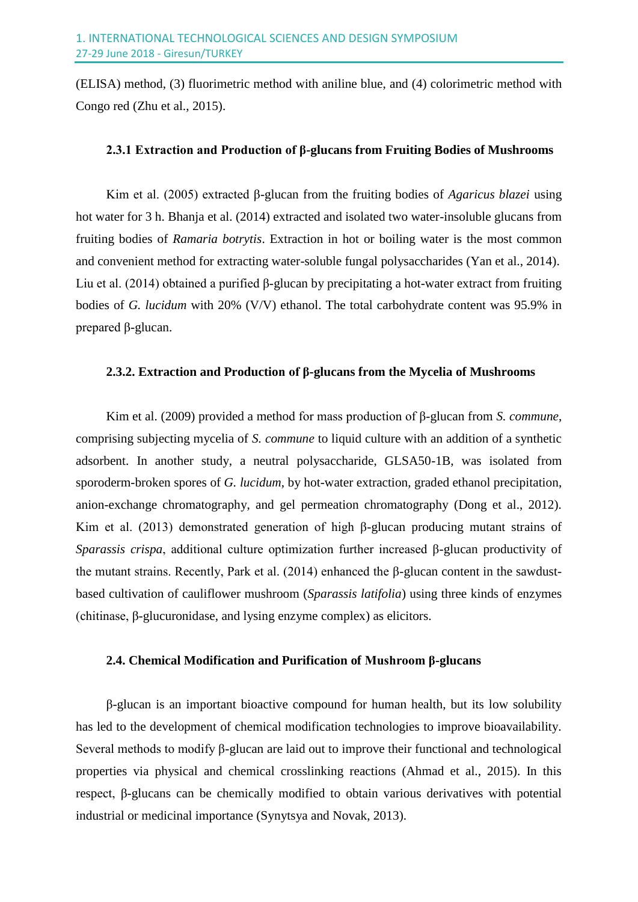(ELISA) method, (3) fluorimetric method with aniline blue, and (4) colorimetric method with Congo red (Zhu et al., 2015).

### 2.3.1 Extraction and Production of β-glucans from Fruiting Bodies of Mushrooms

Kim et al. (2005) extracted β-glucan from the fruiting bodies of *Agaricus blazei* using hot water for 3 h. Bhanja et al. (2014) extracted and isolated two water-insoluble glucans from fruiting bodies of *Ramaria botrytis*. Extraction in hot or boiling water is the most common and convenient method for extracting water-soluble fungal polysaccharides (Yan et al., 2014). Liu et al. (2014) obtained a purified β-glucan by precipitating a hot-water extract from fruiting bodies of *G. lucidum* with 20% (V/V) ethanol. The total carbohydrate content was 95.9% in prepared β-glucan.

### 2.3.2. Extraction and Production of β-glucans from the Mycelia of Mushrooms

Kim et al. (2009) provided a method for mass production of β-glucan from *S. commune*, comprising subjecting mycelia of *S. commune* to liquid culture with an addition of a synthetic adsorbent. In another study, a neutral polysaccharide, GLSA50-1B, was isolated from sporoderm-broken spores of *G. lucidum*, by hot-water extraction, graded ethanol precipitation, anion-exchange chromatography, and gel permeation chromatography (Dong et al., 2012). Kim et al. (2013) demonstrated generation of high β-glucan producing mutant strains of *Sparassis crispa*, additional culture optimization further increased β-glucan productivity of the mutant strains. Recently, Park et al. (2014) enhanced the β-glucan content in the sawdust-based cultivation of cauliflower mushroom (*Sparassis latifolia*) using three kinds of enzymes (chitinase, β-glucuronidase, and lysing enzyme complex) as elicitors.

### 2.4. Chemical Modification and Purification of Mushroom β-glucans

β-glucan is an important bioactive compound for human health, but its low solubility has led to the development of chemical modification technologies to improve bioavailability. Several methods to modify β-glucan are laid out to improve their functional and technological properties via physical and chemical crosslinking reactions (Ahmad et al., 2015). In this respect, β-glucans can be chemically modified to obtain various derivatives with potential industrial or medicinal importance (Synytsya and Novak, 2013).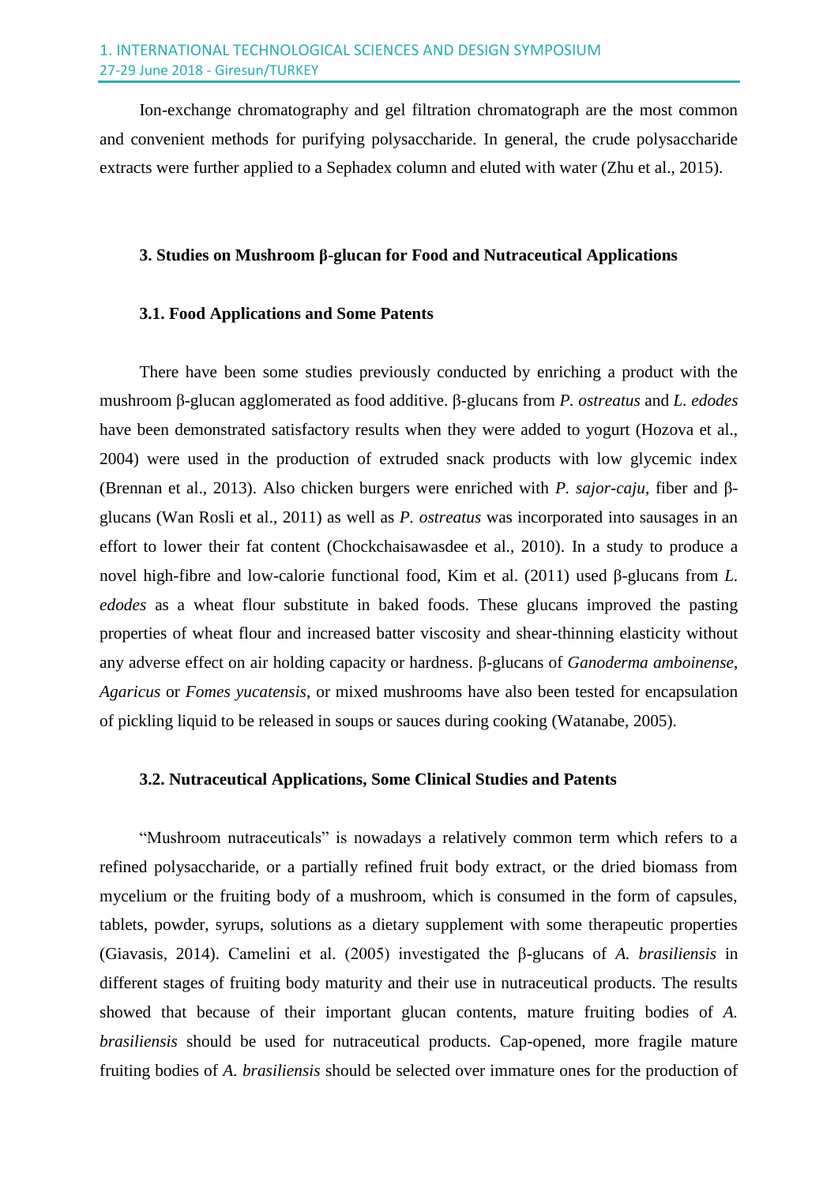Ion-exchange chromatography and gel filtration chromatograph are the most common and convenient methods for purifying polysaccharide. In general, the crude polysaccharide extracts were further applied to a Sephadex column and eluted with water (Zhu et al., 2015).

## 3. Studies on Mushroom β-glucan for Food and Nutraceutical Applications

### 3.1. Food Applications and Some Patents

There have been some studies previously conducted by enriching a product with the mushroom β-glucan agglomerated as food additive. β-glucans from *P. ostreatus* and *L. edodes* have been demonstrated satisfactory results when they were added to yogurt (Hozova et al., 2004) were used in the production of extruded snack products with low glycemic index (Brennan et al., 2013). Also chicken burgers were enriched with *P. sajor-caju*, fiber and β-glucans (Wan Rosli et al., 2011) as well as *P. ostreatus* was incorporated into sausages in an effort to lower their fat content (Chockchaisawasdee et al., 2010). In a study to produce a novel high-fibre and low-calorie functional food, Kim et al. (2011) used β-glucans from *L. edodes* as a wheat flour substitute in baked foods. These glucans improved the pasting properties of wheat flour and increased batter viscosity and shear-thinning elasticity without any adverse effect on air holding capacity or hardness. β-glucans of *Ganoderma amboinense*, *Agaricus* or *Fomes yucatensis*, or mixed mushrooms have also been tested for encapsulation of pickling liquid to be released in soups or sauces during cooking (Watanabe, 2005).

### 3.2. Nutraceutical Applications, Some Clinical Studies and Patents

"Mushroom nutraceuticals" is nowadays a relatively common term which refers to a refined polysaccharide, or a partially refined fruit body extract, or the dried biomass from mycelium or the fruiting body of a mushroom, which is consumed in the form of capsules, tablets, powder, syrups, solutions as a dietary supplement with some therapeutic properties (Giavasis, 2014). Camelini et al. (2005) investigated the β-glucans of *A. brasiliensis* in different stages of fruiting body maturity and their use in nutraceutical products. The results showed that because of their important glucan contents, mature fruiting bodies of *A. brasiliensis* should be used for nutraceutical products. Cap-opened, more fragile mature fruiting bodies of *A. brasiliensis* should be selected over immature ones for the production of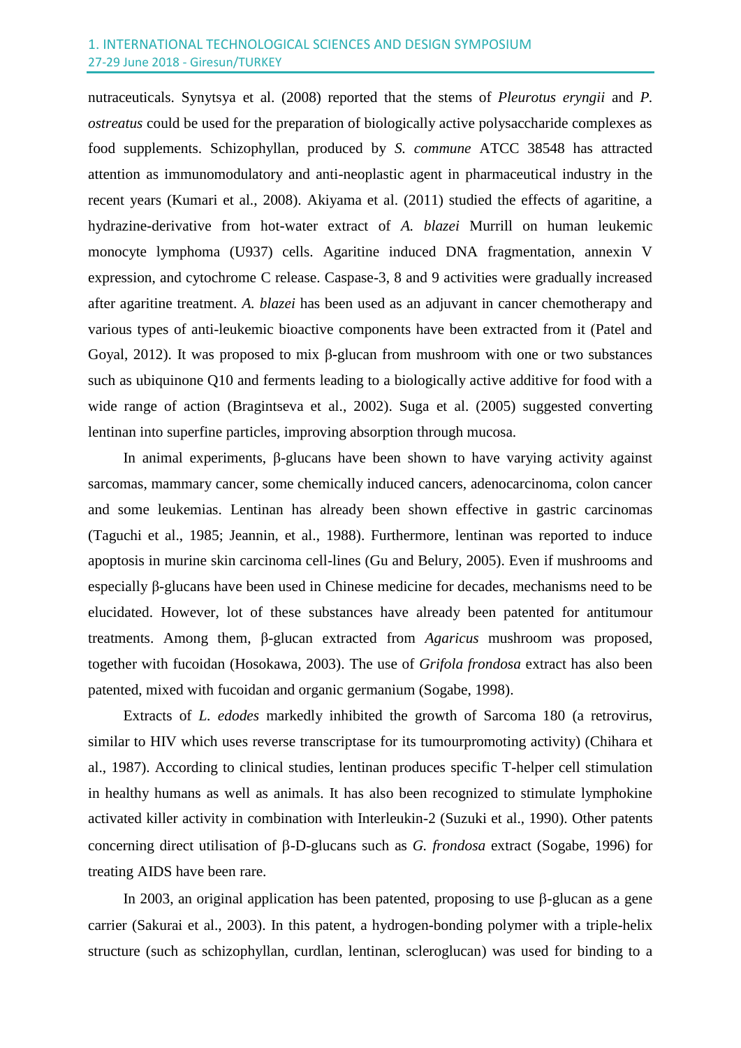nutraceuticals. Synytsya et al. (2008) reported that the stems of *Pleurotus eryngii* and *P. ostreatus* could be used for the preparation of biologically active polysaccharide complexes as food supplements. Schizophyllan, produced by *S. commune* ATCC 38548 has attracted attention as immunomodulatory and anti-neoplastic agent in pharmaceutical industry in the recent years (Kumari et al., 2008). Akiyama et al. (2011) studied the effects of agaritine, a hydrazine-derivative from hot-water extract of *A. blazei* Murrill on human leukemic monocyte lymphoma (U937) cells. Agaritine induced DNA fragmentation, annexin V expression, and cytochrome C release. Caspase-3, 8 and 9 activities were gradually increased after agaritine treatment. *A. blazei* has been used as an adjuvant in cancer chemotherapy and various types of anti-leukemic bioactive components have been extracted from it (Patel and Goyal, 2012). It was proposed to mix β-glucan from mushroom with one or two substances such as ubiquinone Q10 and ferments leading to a biologically active additive for food with a wide range of action (Bragintseva et al., 2002). Suga et al. (2005) suggested converting lentinan into superfine particles, improving absorption through mucosa.

In animal experiments, β-glucans have been shown to have varying activity against sarcomas, mammary cancer, some chemically induced cancers, adenocarcinoma, colon cancer and some leukemias. Lentinan has already been shown effective in gastric carcinomas (Taguchi et al., 1985; Jeannin, et al., 1988). Furthermore, lentinan was reported to induce apoptosis in murine skin carcinoma cell-lines (Gu and Belury, 2005). Even if mushrooms and especially β-glucans have been used in Chinese medicine for decades, mechanisms need to be elucidated. However, lot of these substances have already been patented for antitumour treatments. Among them, β-glucan extracted from *Agaricus* mushroom was proposed, together with fucoidan (Hosokawa, 2003). The use of *Grifola frondosa* extract has also been patented, mixed with fucoidan and organic germanium (Sogabe, 1998).

Extracts of *L. edodes* markedly inhibited the growth of Sarcoma 180 (a retrovirus, similar to HIV which uses reverse transcriptase for its tumourpromoting activity) (Chihara et al., 1987). According to clinical studies, lentinan produces specific T-helper cell stimulation in healthy humans as well as animals. It has also been recognized to stimulate lymphokine activated killer activity in combination with Interleukin-2 (Suzuki et al., 1990). Other patents concerning direct utilisation of β-D-glucans such as *G. frondosa* extract (Sogabe, 1996) for treating AIDS have been rare.

In 2003, an original application has been patented, proposing to use β-glucan as a gene carrier (Sakurai et al., 2003). In this patent, a hydrogen-bonding polymer with a triple-helix structure (such as schizophyllan, curdlan, lentinan, scleroglucan) was used for binding to a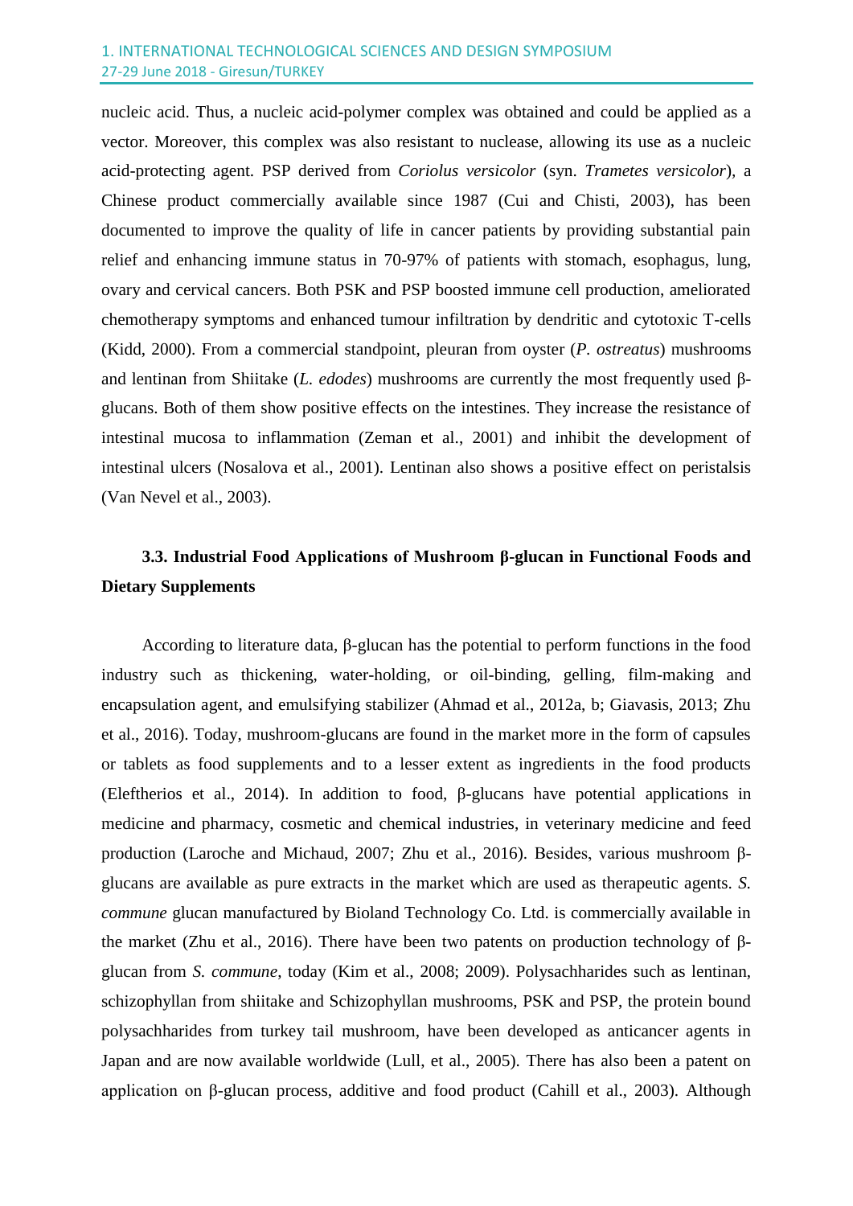nucleic acid. Thus, a nucleic acid-polymer complex was obtained and could be applied as a vector. Moreover, this complex was also resistant to nuclease, allowing its use as a nucleic acid-protecting agent. PSP derived from *Coriolus versicolor* (syn. *Trametes versicolor*), a Chinese product commercially available since 1987 (Cui and Chisti, 2003), has been documented to improve the quality of life in cancer patients by providing substantial pain relief and enhancing immune status in 70-97% of patients with stomach, esophagus, lung, ovary and cervical cancers. Both PSK and PSP boosted immune cell production, ameliorated chemotherapy symptoms and enhanced tumour infiltration by dendritic and cytotoxic T-cells (Kidd, 2000). From a commercial standpoint, pleuran from oyster (*P. ostreatus*) mushrooms and lentinan from Shiitake (*L. edodes*) mushrooms are currently the most frequently used β-glucans. Both of them show positive effects on the intestines. They increase the resistance of intestinal mucosa to inflammation (Zeman et al., 2001) and inhibit the development of intestinal ulcers (Nosalova et al., 2001). Lentinan also shows a positive effect on peristalsis (Van Nevel et al., 2003).

### 3.3. Industrial Food Applications of Mushroom β-glucan in Functional Foods and Dietary Supplements

According to literature data, β-glucan has the potential to perform functions in the food industry such as thickening, water-holding, or oil-binding, gelling, film-making and encapsulation agent, and emulsifying stabilizer (Ahmad et al., 2012a, b; Giavasis, 2013; Zhu et al., 2016). Today, mushroom-glucans are found in the market more in the form of capsules or tablets as food supplements and to a lesser extent as ingredients in the food products (Eleftherios et al., 2014). In addition to food, β-glucans have potential applications in medicine and pharmacy, cosmetic and chemical industries, in veterinary medicine and feed production (Laroche and Michaud, 2007; Zhu et al., 2016). Besides, various mushroom β-glucans are available as pure extracts in the market which are used as therapeutic agents. *S. commune* glucan manufactured by Bioland Technology Co. Ltd. is commercially available in the market (Zhu et al., 2016). There have been two patents on production technology of β-glucan from *S. commune*, today (Kim et al., 2008; 2009). Polysachharides such as lentinan, schizophyllan from shiitake and Schizophyllan mushrooms, PSK and PSP, the protein bound polysachharides from turkey tail mushroom, have been developed as anticancer agents in Japan and are now available worldwide (Lull, et al., 2005). There has also been a patent on application on β-glucan process, additive and food product (Cahill et al., 2003). Although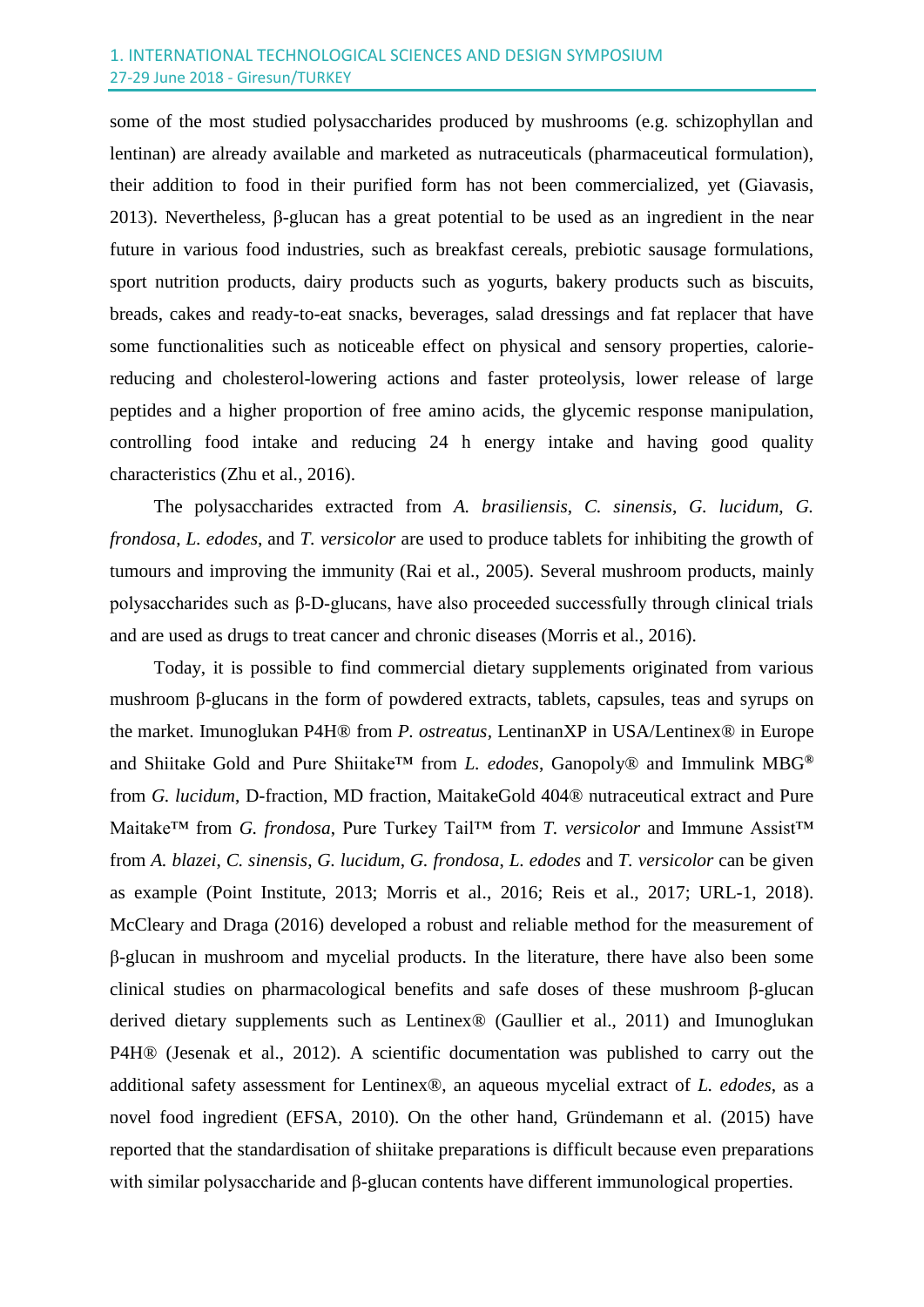some of the most studied polysaccharides produced by mushrooms (e.g. schizophyllan and lentinan) are already available and marketed as nutraceuticals (pharmaceutical formulation), their addition to food in their purified form has not been commercialized, yet (Giavasis, 2013). Nevertheless, β-glucan has a great potential to be used as an ingredient in the near future in various food industries, such as breakfast cereals, prebiotic sausage formulations, sport nutrition products, dairy products such as yogurts, bakery products such as biscuits, breads, cakes and ready-to-eat snacks, beverages, salad dressings and fat replacer that have some functionalities such as noticeable effect on physical and sensory properties, calorie-reducing and cholesterol-lowering actions and faster proteolysis, lower release of large peptides and a higher proportion of free amino acids, the glycemic response manipulation, controlling food intake and reducing 24 h energy intake and having good quality characteristics (Zhu et al., 2016).

The polysaccharides extracted from *A. brasiliensis*, *C. sinensis*, *G. lucidum*, *G. frondosa*, *L. edodes*, and *T. versicolor* are used to produce tablets for inhibiting the growth of tumours and improving the immunity (Rai et al., 2005). Several mushroom products, mainly polysaccharides such as β-D-glucans, have also proceeded successfully through clinical trials and are used as drugs to treat cancer and chronic diseases (Morris et al., 2016).

Today, it is possible to find commercial dietary supplements originated from various mushroom β-glucans in the form of powdered extracts, tablets, capsules, teas and syrups on the market. Imunoglukan P4H® from *P. ostreatus*, LentinanXP in USA/Lentinex® in Europe and Shiitake Gold and Pure Shiitake™ from *L. edodes*, Ganopoly® and Immulink MBG® from *G. lucidum*, D-fraction, MD fraction, MaitakeGold 404® nutraceutical extract and Pure Maitake™ from *G. frondosa*, Pure Turkey Tail™ from *T. versicolor* and Immune Assist™ from *A. blazei*, *C. sinensis*, *G. lucidum*, *G. frondosa*, *L. edodes* and *T. versicolor* can be given as example (Point Institute, 2013; Morris et al., 2016; Reis et al., 2017; URL-1, 2018). McCleary and Draga (2016) developed a robust and reliable method for the measurement of β-glucan in mushroom and mycelial products. In the literature, there have also been some clinical studies on pharmacological benefits and safe doses of these mushroom β-glucan derived dietary supplements such as Lentinex® (Gaullier et al., 2011) and Imunoglukan P4H® (Jesenak et al., 2012). A scientific documentation was published to carry out the additional safety assessment for Lentinex®, an aqueous mycelial extract of *L. edodes*, as a novel food ingredient (EFSA, 2010). On the other hand, Gründemann et al. (2015) have reported that the standardisation of shiitake preparations is difficult because even preparations with similar polysaccharide and β-glucan contents have different immunological properties.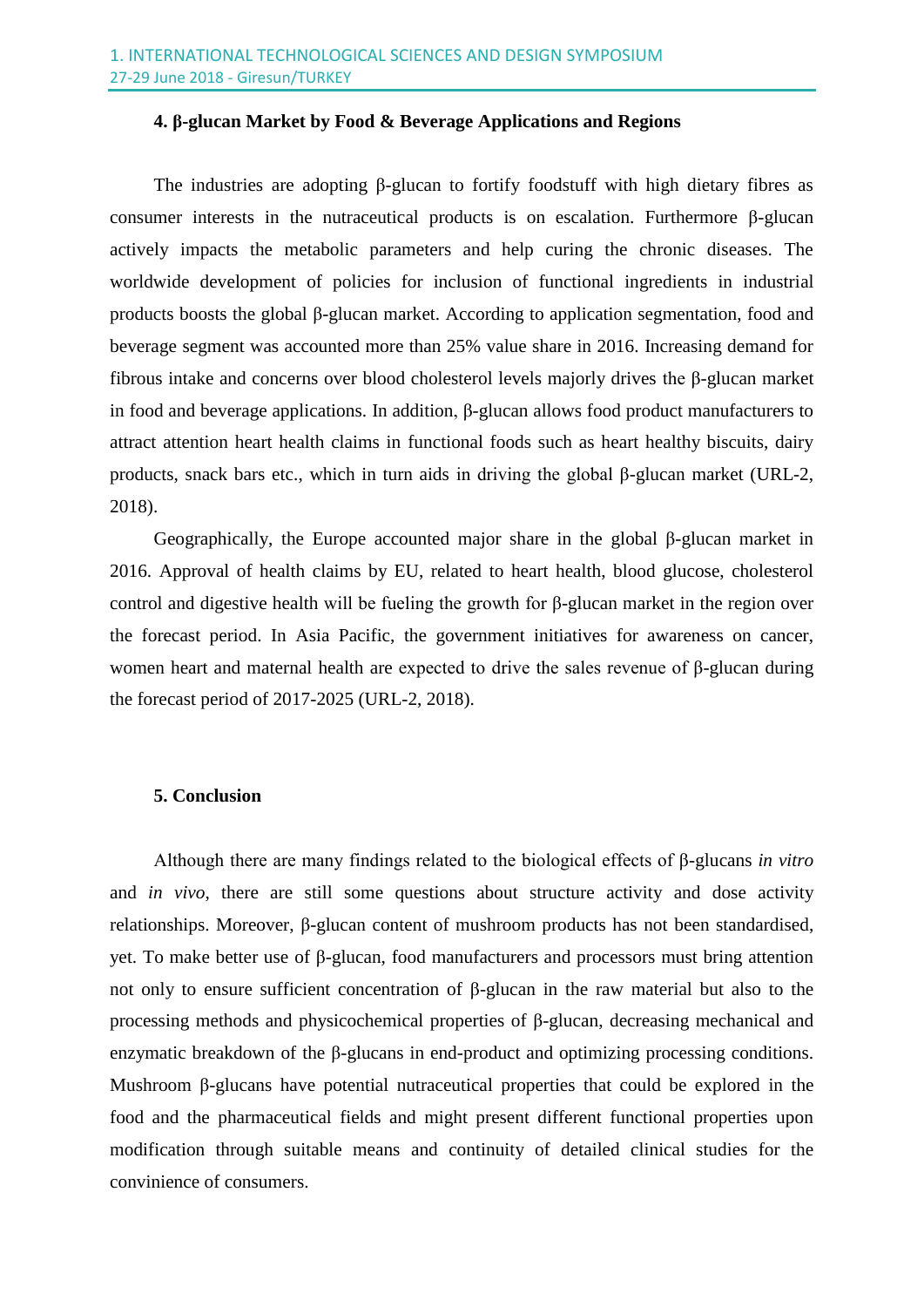## 4. β-glucan Market by Food & Beverage Applications and Regions

The industries are adopting β-glucan to fortify foodstuff with high dietary fibres as consumer interests in the nutraceutical products is on escalation. Furthermore β-glucan actively impacts the metabolic parameters and help curing the chronic diseases. The worldwide development of policies for inclusion of functional ingredients in industrial products boosts the global β-glucan market. According to application segmentation, food and beverage segment was accounted more than 25% value share in 2016. Increasing demand for fibrous intake and concerns over blood cholesterol levels majorly drives the β-glucan market in food and beverage applications. In addition, β-glucan allows food product manufacturers to attract attention heart health claims in functional foods such as heart healthy biscuits, dairy products, snack bars etc., which in turn aids in driving the global β-glucan market (URL-2, 2018).

Geographically, the Europe accounted major share in the global β-glucan market in 2016. Approval of health claims by EU, related to heart health, blood glucose, cholesterol control and digestive health will be fueling the growth for β-glucan market in the region over the forecast period. In Asia Pacific, the government initiatives for awareness on cancer, women heart and maternal health are expected to drive the sales revenue of β-glucan during the forecast period of 2017-2025 (URL-2, 2018).

## 5. Conclusion

Although there are many findings related to the biological effects of β-glucans *in vitro* and *in vivo*, there are still some questions about structure activity and dose activity relationships. Moreover, β-glucan content of mushroom products has not been standardised, yet. To make better use of β-glucan, food manufacturers and processors must bring attention not only to ensure sufficient concentration of β-glucan in the raw material but also to the processing methods and physicochemical properties of β-glucan, decreasing mechanical and enzymatic breakdown of the β-glucans in end-product and optimizing processing conditions. Mushroom β-glucans have potential nutraceutical properties that could be explored in the food and the pharmaceutical fields and might present different functional properties upon modification through suitable means and continuity of detailed clinical studies for the convinience of consumers.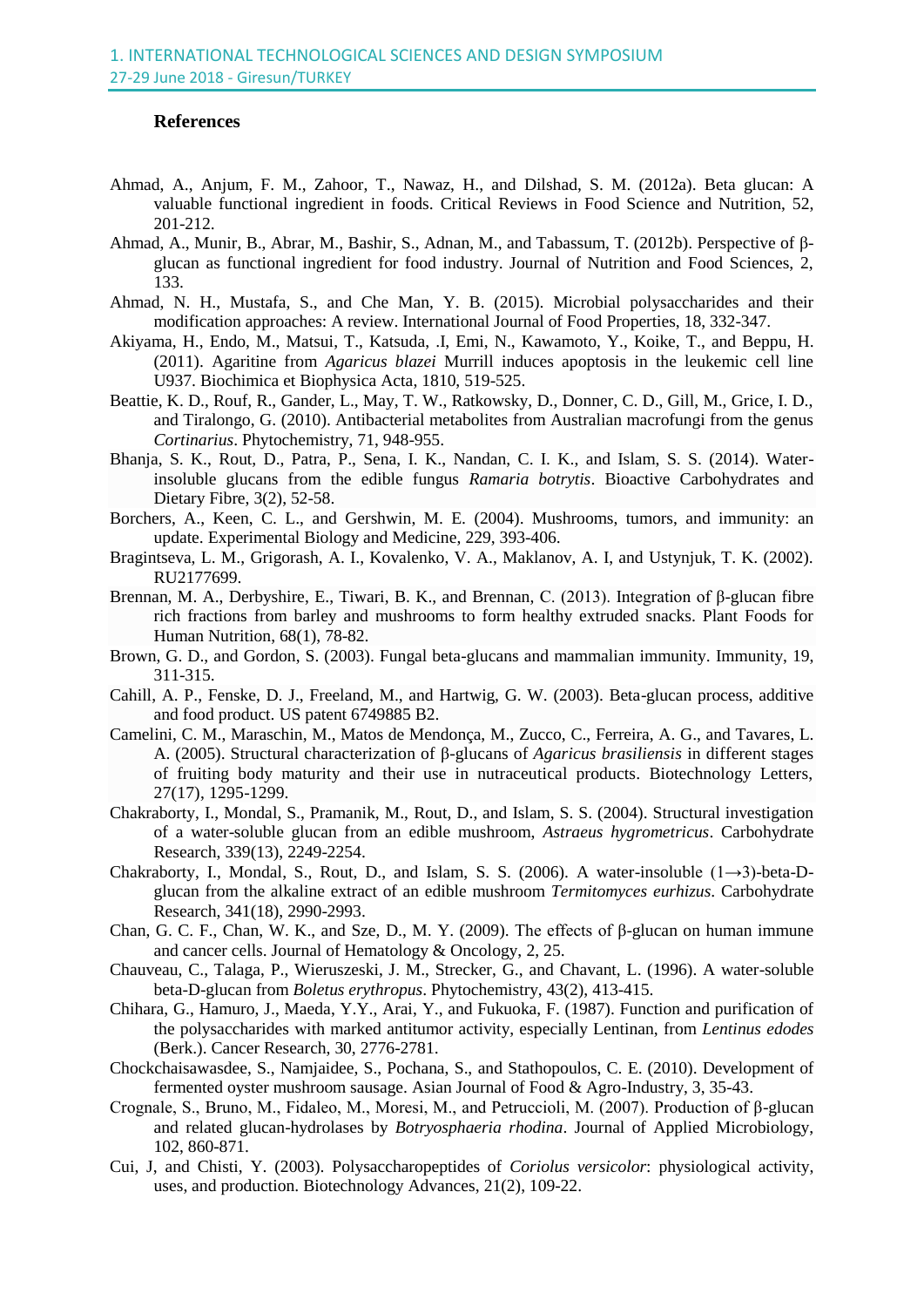## References

Ahmad, A., Anjum, F. M., Zahoor, T., Nawaz, H., and Dilshad, S. M. (2012a). Beta glucan: A valuable functional ingredient in foods. Critical Reviews in Food Science and Nutrition, 52, 201-212.

Ahmad, A., Munir, B., Abrar, M., Bashir, S., Adnan, M., and Tabassum, T. (2012b). Perspective of β-glucan as functional ingredient for food industry. Journal of Nutrition and Food Sciences, 2, 133.

Ahmad, N. H., Mustafa, S., and Che Man, Y. B. (2015). Microbial polysaccharides and their modification approaches: A review. International Journal of Food Properties, 18, 332-347.

Akiyama, H., Endo, M., Matsui, T., Katsuda, .I, Emi, N., Kawamoto, Y., Koike, T., and Beppu, H. (2011). Agaritine from *Agaricus blazei* Murrill induces apoptosis in the leukemic cell line U937. Biochimica et Biophysica Acta, 1810, 519-525.

Beattie, K. D., Rouf, R., Gander, L., May, T. W., Ratkowsky, D., Donner, C. D., Gill, M., Grice, I. D., and Tiralongo, G. (2010). Antibacterial metabolites from Australian macrofungi from the genus *Cortinarius*. Phytochemistry, 71, 948-955.

Bhanja, S. K., Rout, D., Patra, P., Sena, I. K., Nandan, C. I. K., and Islam, S. S. (2014). Water-insoluble glucans from the edible fungus *Ramaria botrytis*. Bioactive Carbohydrates and Dietary Fibre, 3(2), 52-58.

Borchers, A., Keen, C. L., and Gershwin, M. E. (2004). Mushrooms, tumors, and immunity: an update. Experimental Biology and Medicine, 229, 393-406.

Bragintseva, L. M., Grigorash, A. I., Kovalenko, V. A., Maklanov, A. I, and Ustynjuk, T. K. (2002). RU2177699.

Brennan, M. A., Derbyshire, E., Tiwari, B. K., and Brennan, C. (2013). Integration of β-glucan fibre rich fractions from barley and mushrooms to form healthy extruded snacks. Plant Foods for Human Nutrition, 68(1), 78-82.

Brown, G. D., and Gordon, S. (2003). Fungal beta-glucans and mammalian immunity. Immunity, 19, 311-315.

Cahill, A. P., Fenske, D. J., Freeland, M., and Hartwig, G. W. (2003). Beta-glucan process, additive and food product. US patent 6749885 B2.

Camelini, C. M., Maraschin, M., Matos de Mendonça, M., Zucco, C., Ferreira, A. G., and Tavares, L. A. (2005). Structural characterization of β-glucans of *Agaricus brasiliensis* in different stages of fruiting body maturity and their use in nutraceutical products. Biotechnology Letters, 27(17), 1295-1299.

Chakraborty, I., Mondal, S., Pramanik, M., Rout, D., and Islam, S. S. (2004). Structural investigation of a water-soluble glucan from an edible mushroom, *Astraeus hygrometricus*. Carbohydrate Research, 339(13), 2249-2254.

Chakraborty, I., Mondal, S., Rout, D., and Islam, S. S. (2006). A water-insoluble (1→3)-beta-D-glucan from the alkaline extract of an edible mushroom *Termitomyces eurhizus*. Carbohydrate Research, 341(18), 2990-2993.

Chan, G. C. F., Chan, W. K., and Sze, D., M. Y. (2009). The effects of β-glucan on human immune and cancer cells. Journal of Hematology & Oncology, 2, 25.

Chauveau, C., Talaga, P., Wieruszeski, J. M., Strecker, G., and Chavant, L. (1996). A water-soluble beta-D-glucan from *Boletus erythropus*. Phytochemistry, 43(2), 413-415.

Chihara, G., Hamuro, J., Maeda, Y.Y., Arai, Y., and Fukuoka, F. (1987). Function and purification of the polysaccharides with marked antitumor activity, especially Lentinan, from *Lentinus edodes* (Berk.). Cancer Research, 30, 2776-2781.

Chockchaisawasdee, S., Namjaidee, S., Pochana, S., and Stathopoulos, C. E. (2010). Development of fermented oyster mushroom sausage. Asian Journal of Food & Agro-Industry, 3, 35-43.

Crognale, S., Bruno, M., Fidaleo, M., Moresi, M., and Petruccioli, M. (2007). Production of β-glucan and related glucan-hydrolases by *Botryosphaeria rhodina*. Journal of Applied Microbiology, 102, 860-871.

Cui, J, and Chisti, Y. (2003). Polysaccharopeptides of *Coriolus versicolor*: physiological activity, uses, and production. Biotechnology Advances, 21(2), 109-22.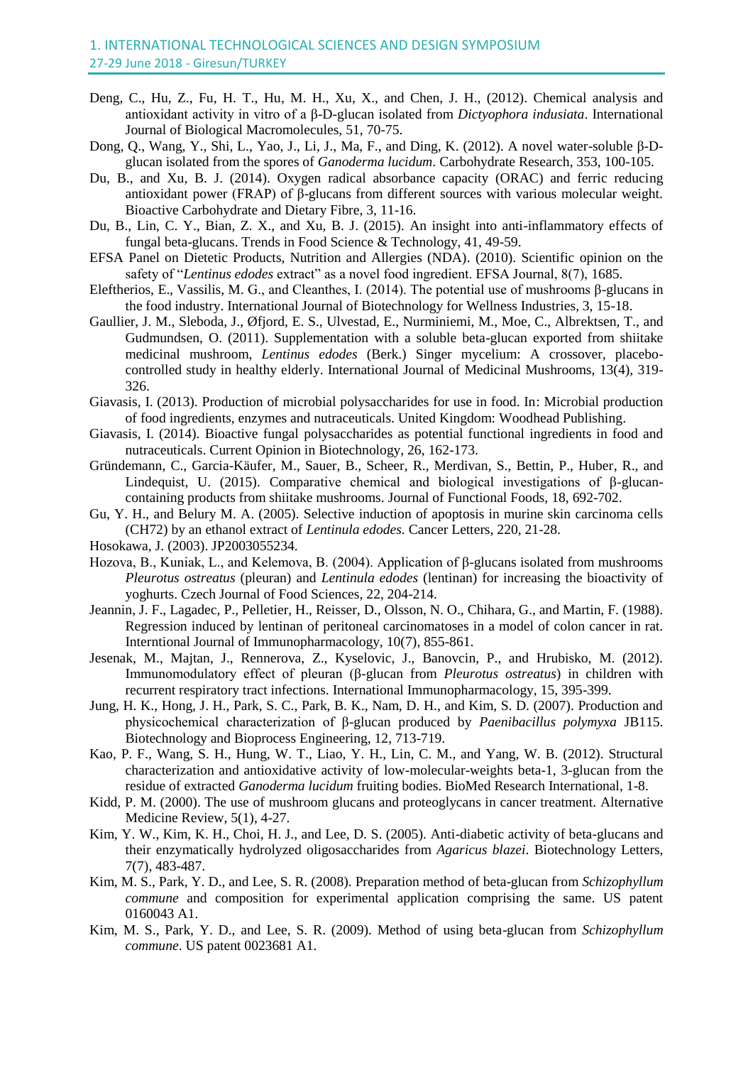Deng, C., Hu, Z., Fu, H. T., Hu, M. H., Xu, X., and Chen, J. H., (2012). Chemical analysis and antioxidant activity in vitro of a β-D-glucan isolated from *Dictyophora indusiata*. International Journal of Biological Macromolecules, 51, 70-75.

Dong, Q., Wang, Y., Shi, L., Yao, J., Li, J., Ma, F., and Ding, K. (2012). A novel water-soluble β-D-glucan isolated from the spores of *Ganoderma lucidum*. Carbohydrate Research, 353, 100-105.

Du, B., and Xu, B. J. (2014). Oxygen radical absorbance capacity (ORAC) and ferric reducing antioxidant power (FRAP) of β-glucans from different sources with various molecular weight. Bioactive Carbohydrate and Dietary Fibre, 3, 11-16.

Du, B., Lin, C. Y., Bian, Z. X., and Xu, B. J. (2015). An insight into anti-inflammatory effects of fungal beta-glucans. Trends in Food Science & Technology, 41, 49-59.

EFSA Panel on Dietetic Products, Nutrition and Allergies (NDA). (2010). Scientific opinion on the safety of "*Lentinus edodes* extract" as a novel food ingredient. EFSA Journal, 8(7), 1685.

Eleftherios, E., Vassilis, M. G., and Cleanthes, I. (2014). The potential use of mushrooms β-glucans in the food industry. International Journal of Biotechnology for Wellness Industries, 3, 15-18.

Gaullier, J. M., Sleboda, J., Øfjord, E. S., Ulvestad, E., Nurminiemi, M., Moe, C., Albrektsen, T., and Gudmundsen, O. (2011). Supplementation with a soluble beta-glucan exported from shiitake medicinal mushroom, *Lentinus edodes* (Berk.) Singer mycelium: A crossover, placebo-controlled study in healthy elderly. International Journal of Medicinal Mushrooms, 13(4), 319-326.

Giavasis, I. (2013). Production of microbial polysaccharides for use in food. In: Microbial production of food ingredients, enzymes and nutraceuticals. United Kingdom: Woodhead Publishing.

Giavasis, I. (2014). Bioactive fungal polysaccharides as potential functional ingredients in food and nutraceuticals. Current Opinion in Biotechnology, 26, 162-173.

Gründemann, C., Garcia-Käufer, M., Sauer, B., Scheer, R., Merdivan, S., Bettin, P., Huber, R., and Lindequist, U. (2015). Comparative chemical and biological investigations of β-glucan-containing products from shiitake mushrooms. Journal of Functional Foods, 18, 692-702.

Gu, Y. H., and Belury M. A. (2005). Selective induction of apoptosis in murine skin carcinoma cells (CH72) by an ethanol extract of *Lentinula edodes*. Cancer Letters, 220, 21-28.

Hosokawa, J. (2003). JP2003055234.

Hozova, B., Kuniak, L., and Kelemova, B. (2004). Application of β-glucans isolated from mushrooms *Pleurotus ostreatus* (pleuran) and *Lentinula edodes* (lentinan) for increasing the bioactivity of yoghurts. Czech Journal of Food Sciences, 22, 204-214.

Jeannin, J. F., Lagadec, P., Pelletier, H., Reisser, D., Olsson, N. O., Chihara, G., and Martin, F. (1988). Regression induced by lentinan of peritoneal carcinomatoses in a model of colon cancer in rat. Interntional Journal of Immunopharmacology, 10(7), 855-861.

Jesenak, M., Majtan, J., Rennerova, Z., Kyselovic, J., Banovcin, P., and Hrubisko, M. (2012). Immunomodulatory effect of pleuran (β-glucan from *Pleurotus ostreatus*) in children with recurrent respiratory tract infections. International Immunopharmacology, 15, 395-399.

Jung, H. K., Hong, J. H., Park, S. C., Park, B. K., Nam, D. H., and Kim, S. D. (2007). Production and physicochemical characterization of β-glucan produced by *Paenibacillus polymyxa* JB115. Biotechnology and Bioprocess Engineering, 12, 713-719.

Kao, P. F., Wang, S. H., Hung, W. T., Liao, Y. H., Lin, C. M., and Yang, W. B. (2012). Structural characterization and antioxidative activity of low-molecular-weights beta-1, 3-glucan from the residue of extracted *Ganoderma lucidum* fruiting bodies. BioMed Research International, 1-8.

Kidd, P. M. (2000). The use of mushroom glucans and proteoglycans in cancer treatment. Alternative Medicine Review, 5(1), 4-27.

Kim, Y. W., Kim, K. H., Choi, H. J., and Lee, D. S. (2005). Anti-diabetic activity of beta-glucans and their enzymatically hydrolyzed oligosaccharides from *Agaricus blazei*. Biotechnology Letters, 7(7), 483-487.

Kim, M. S., Park, Y. D., and Lee, S. R. (2008). Preparation method of beta-glucan from *Schizophyllum commune* and composition for experimental application comprising the same. US patent 0160043 A1.

Kim, M. S., Park, Y. D., and Lee, S. R. (2009). Method of using beta-glucan from *Schizophyllum commune*. US patent 0023681 A1.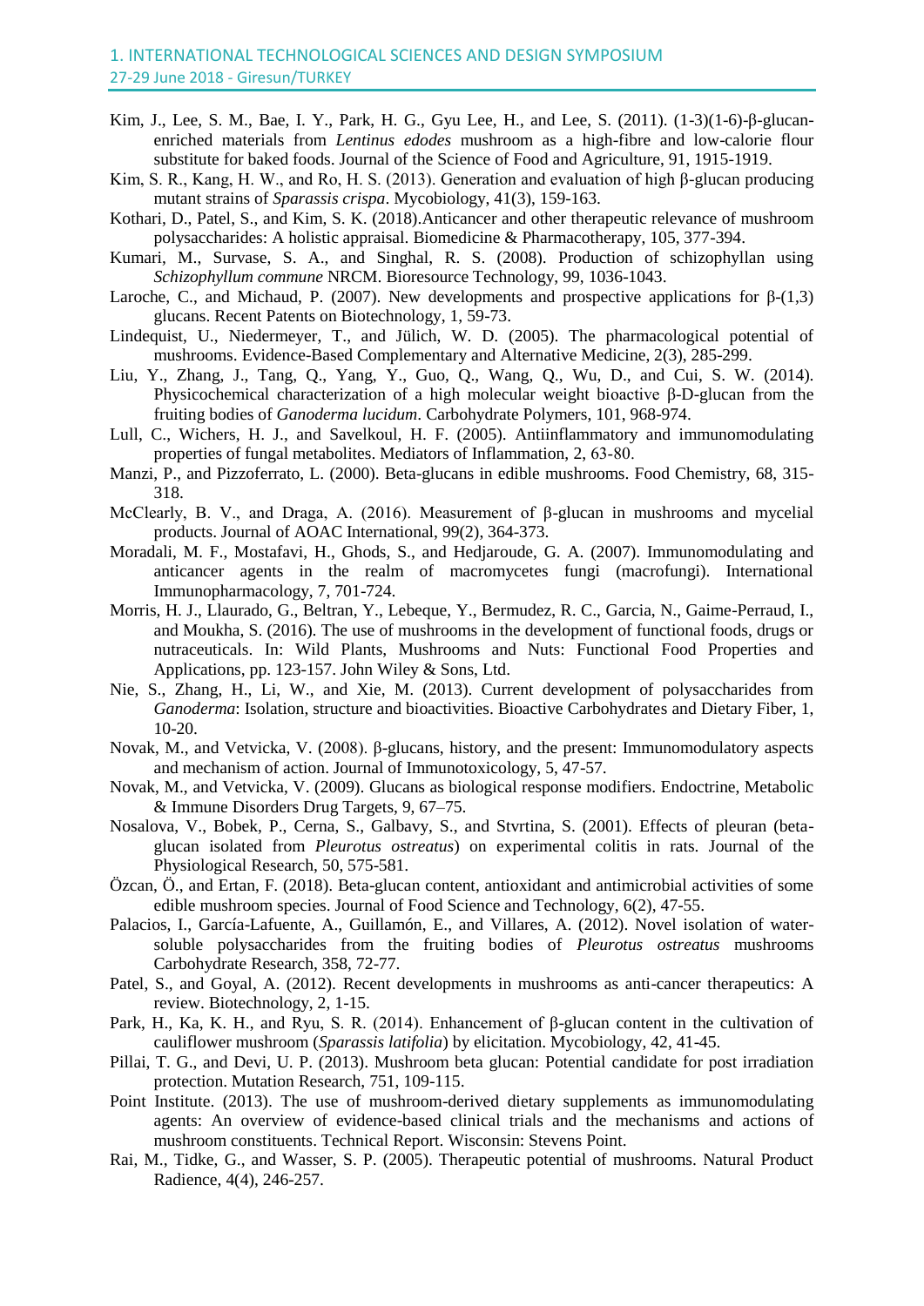Kim, J., Lee, S. M., Bae, I. Y., Park, H. G., Gyu Lee, H., and Lee, S. (2011). (1-3)(1-6)-β-glucan-enriched materials from *Lentinus edodes* mushroom as a high-fibre and low-calorie flour substitute for baked foods. Journal of the Science of Food and Agriculture, 91, 1915-1919.

Kim, S. R., Kang, H. W., and Ro, H. S. (2013). Generation and evaluation of high β-glucan producing mutant strains of *Sparassis crispa*. Mycobiology, 41(3), 159-163.

Kothari, D., Patel, S., and Kim, S. K. (2018).Anticancer and other therapeutic relevance of mushroom polysaccharides: A holistic appraisal. Biomedicine & Pharmacotherapy, 105, 377-394.

Kumari, M., Survase, S. A., and Singhal, R. S. (2008). Production of schizophyllan using *Schizophyllum commune* NRCM. Bioresource Technology, 99, 1036-1043.

Laroche, C., and Michaud, P. (2007). New developments and prospective applications for β-(1,3) glucans. Recent Patents on Biotechnology, 1, 59-73.

Lindequist, U., Niedermeyer, T., and Jülich, W. D. (2005). The pharmacological potential of mushrooms. Evidence-Based Complementary and Alternative Medicine, 2(3), 285-299.

Liu, Y., Zhang, J., Tang, Q., Yang, Y., Guo, Q., Wang, Q., Wu, D., and Cui, S. W. (2014). Physicochemical characterization of a high molecular weight bioactive β-D-glucan from the fruiting bodies of *Ganoderma lucidum*. Carbohydrate Polymers, 101, 968-974.

Lull, C., Wichers, H. J., and Savelkoul, H. F. (2005). Antiinflammatory and immunomodulating properties of fungal metabolites. Mediators of Inflammation, 2, 63-80.

Manzi, P., and Pizzoferrato, L. (2000). Beta-glucans in edible mushrooms. Food Chemistry, 68, 315-318.

McClearly, B. V., and Draga, A. (2016). Measurement of β-glucan in mushrooms and mycelial products. Journal of AOAC International, 99(2), 364-373.

Moradali, M. F., Mostafavi, H., Ghods, S., and Hedjaroude, G. A. (2007). Immunomodulating and anticancer agents in the realm of macromycetes fungi (macrofungi). International Immunopharmacology, 7, 701-724.

Morris, H. J., Llaurado, G., Beltran, Y., Lebeque, Y., Bermudez, R. C., Garcia, N., Gaime-Perraud, I., and Moukha, S. (2016). The use of mushrooms in the development of functional foods, drugs or nutraceuticals. In: Wild Plants, Mushrooms and Nuts: Functional Food Properties and Applications, pp. 123-157. John Wiley & Sons, Ltd.

Nie, S., Zhang, H., Li, W., and Xie, M. (2013). Current development of polysaccharides from *Ganoderma*: Isolation, structure and bioactivities. Bioactive Carbohydrates and Dietary Fiber, 1, 10-20.

Novak, M., and Vetvicka, V. (2008). β-glucans, history, and the present: Immunomodulatory aspects and mechanism of action. Journal of Immunotoxicology, 5, 47-57.

Novak, M., and Vetvicka, V. (2009). Glucans as biological response modifiers. Endoctrine, Metabolic & Immune Disorders Drug Targets, 9, 67–75.

Nosalova, V., Bobek, P., Cerna, S., Galbavy, S., and Stvrtina, S. (2001). Effects of pleuran (beta-glucan isolated from *Pleurotus ostreatus*) on experimental colitis in rats. Journal of the Physiological Research, 50, 575-581.

Özcan, Ö., and Ertan, F. (2018). Beta-glucan content, antioxidant and antimicrobial activities of some edible mushroom species. Journal of Food Science and Technology, 6(2), 47-55.

Palacios, I., García-Lafuente, A., Guillamón, E., and Villares, A. (2012). Novel isolation of water-soluble polysaccharides from the fruiting bodies of *Pleurotus ostreatus* mushrooms Carbohydrate Research, 358, 72-77.

Patel, S., and Goyal, A. (2012). Recent developments in mushrooms as anti-cancer therapeutics: A review. Biotechnology, 2, 1-15.

Park, H., Ka, K. H., and Ryu, S. R. (2014). Enhancement of β-glucan content in the cultivation of cauliflower mushroom (*Sparassis latifolia*) by elicitation. Mycobiology, 42, 41-45.

Pillai, T. G., and Devi, U. P. (2013). Mushroom beta glucan: Potential candidate for post irradiation protection. Mutation Research, 751, 109-115.

Point Institute. (2013). The use of mushroom-derived dietary supplements as immunomodulating agents: An overview of evidence-based clinical trials and the mechanisms and actions of mushroom constituents. Technical Report. Wisconsin: Stevens Point.

Rai, M., Tidke, G., and Wasser, S. P. (2005). Therapeutic potential of mushrooms. Natural Product Radience, 4(4), 246-257.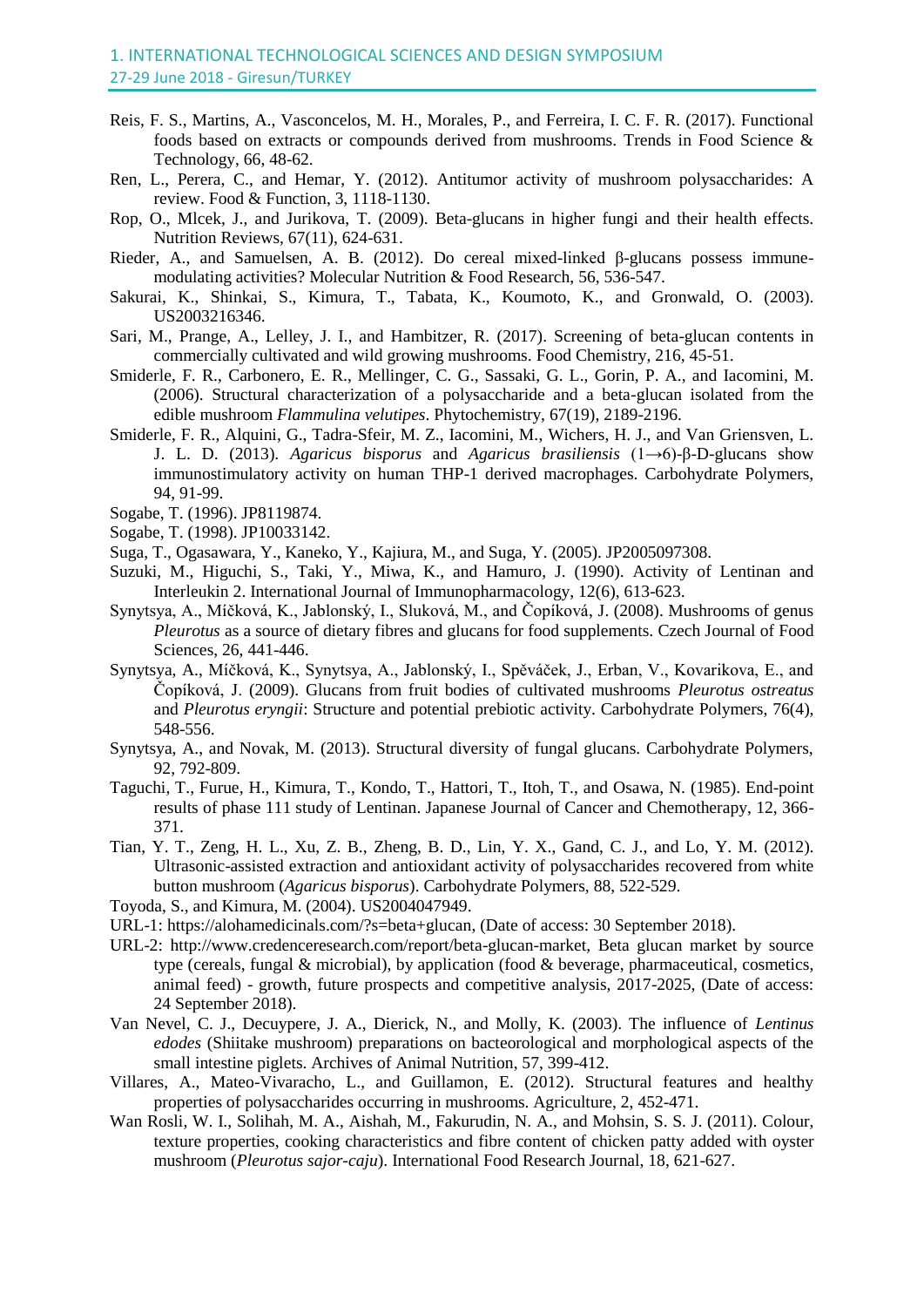Reis, F. S., Martins, A., Vasconcelos, M. H., Morales, P., and Ferreira, I. C. F. R. (2017). Functional foods based on extracts or compounds derived from mushrooms. Trends in Food Science & Technology, 66, 48-62.

Ren, L., Perera, C., and Hemar, Y. (2012). Antitumor activity of mushroom polysaccharides: A review. Food & Function, 3, 1118-1130.

Rop, O., Mlcek, J., and Jurikova, T. (2009). Beta-glucans in higher fungi and their health effects. Nutrition Reviews, 67(11), 624-631.

Rieder, A., and Samuelsen, A. B. (2012). Do cereal mixed-linked β-glucans possess immune-modulating activities? Molecular Nutrition & Food Research, 56, 536-547.

Sakurai, K., Shinkai, S., Kimura, T., Tabata, K., Koumoto, K., and Gronwald, O. (2003). US2003216346.

Sari, M., Prange, A., Lelley, J. I., and Hambitzer, R. (2017). Screening of beta-glucan contents in commercially cultivated and wild growing mushrooms. Food Chemistry, 216, 45-51.

Smiderle, F. R., Carbonero, E. R., Mellinger, C. G., Sassaki, G. L., Gorin, P. A., and Iacomini, M. (2006). Structural characterization of a polysaccharide and a beta-glucan isolated from the edible mushroom *Flammulina velutipes*. Phytochemistry, 67(19), 2189-2196.

Smiderle, F. R., Alquini, G., Tadra-Sfeir, M. Z., Iacomini, M., Wichers, H. J., and Van Griensven, L. J. L. D. (2013). *Agaricus bisporus* and *Agaricus brasiliensis* (1→6)-β-D-glucans show immunostimulatory activity on human THP-1 derived macrophages. Carbohydrate Polymers, 94, 91-99.

Sogabe, T. (1996). JP8119874.

Sogabe, T. (1998). JP10033142.

Suga, T., Ogasawara, Y., Kaneko, Y., Kajiura, M., and Suga, Y. (2005). JP2005097308.

Suzuki, M., Higuchi, S., Taki, Y., Miwa, K., and Hamuro, J. (1990). Activity of Lentinan and Interleukin 2. International Journal of Immunopharmacology, 12(6), 613-623.

Synytsya, A., Míčková, K., Jablonský, I., Sluková, M., and Čopíková, J. (2008). Mushrooms of genus *Pleurotus* as a source of dietary fibres and glucans for food supplements. Czech Journal of Food Sciences, 26, 441-446.

Synytsya, A., Míčková, K., Synytsya, A., Jablonský, I., Spěváček, J., Erban, V., Kovarikova, E., and Čopíková, J. (2009). Glucans from fruit bodies of cultivated mushrooms *Pleurotus ostreatus* and *Pleurotus eryngii*: Structure and potential prebiotic activity. Carbohydrate Polymers, 76(4), 548-556.

Synytsya, A., and Novak, M. (2013). Structural diversity of fungal glucans. Carbohydrate Polymers, 92, 792-809.

Taguchi, T., Furue, H., Kimura, T., Kondo, T., Hattori, T., Itoh, T., and Osawa, N. (1985). End-point results of phase 111 study of Lentinan. Japanese Journal of Cancer and Chemotherapy, 12, 366-371.

Tian, Y. T., Zeng, H. L., Xu, Z. B., Zheng, B. D., Lin, Y. X., Gand, C. J., and Lo, Y. M. (2012). Ultrasonic-assisted extraction and antioxidant activity of polysaccharides recovered from white button mushroom (*Agaricus bisporus*). Carbohydrate Polymers, 88, 522-529.

Toyoda, S., and Kimura, M. (2004). US2004047949.

URL-1: https://alohamedicinals.com/?s=beta+glucan, (Date of access: 30 September 2018).

URL-2: http://www.credenceresearch.com/report/beta-glucan-market, Beta glucan market by source type (cereals, fungal & microbial), by application (food & beverage, pharmaceutical, cosmetics, animal feed) - growth, future prospects and competitive analysis, 2017-2025, (Date of access: 24 September 2018).

Van Nevel, C. J., Decuypere, J. A., Dierick, N., and Molly, K. (2003). The influence of *Lentinus edodes* (Shiitake mushroom) preparations on bacteorological and morphological aspects of the small intestine piglets. Archives of Animal Nutrition, 57, 399-412.

Villares, A., Mateo-Vivaracho, L., and Guillamon, E. (2012). Structural features and healthy properties of polysaccharides occurring in mushrooms. Agriculture, 2, 452-471.

Wan Rosli, W. I., Solihah, M. A., Aishah, M., Fakurudin, N. A., and Mohsin, S. S. J. (2011). Colour, texture properties, cooking characteristics and fibre content of chicken patty added with oyster mushroom (*Pleurotus sajor-caju*). International Food Research Journal, 18, 621-627.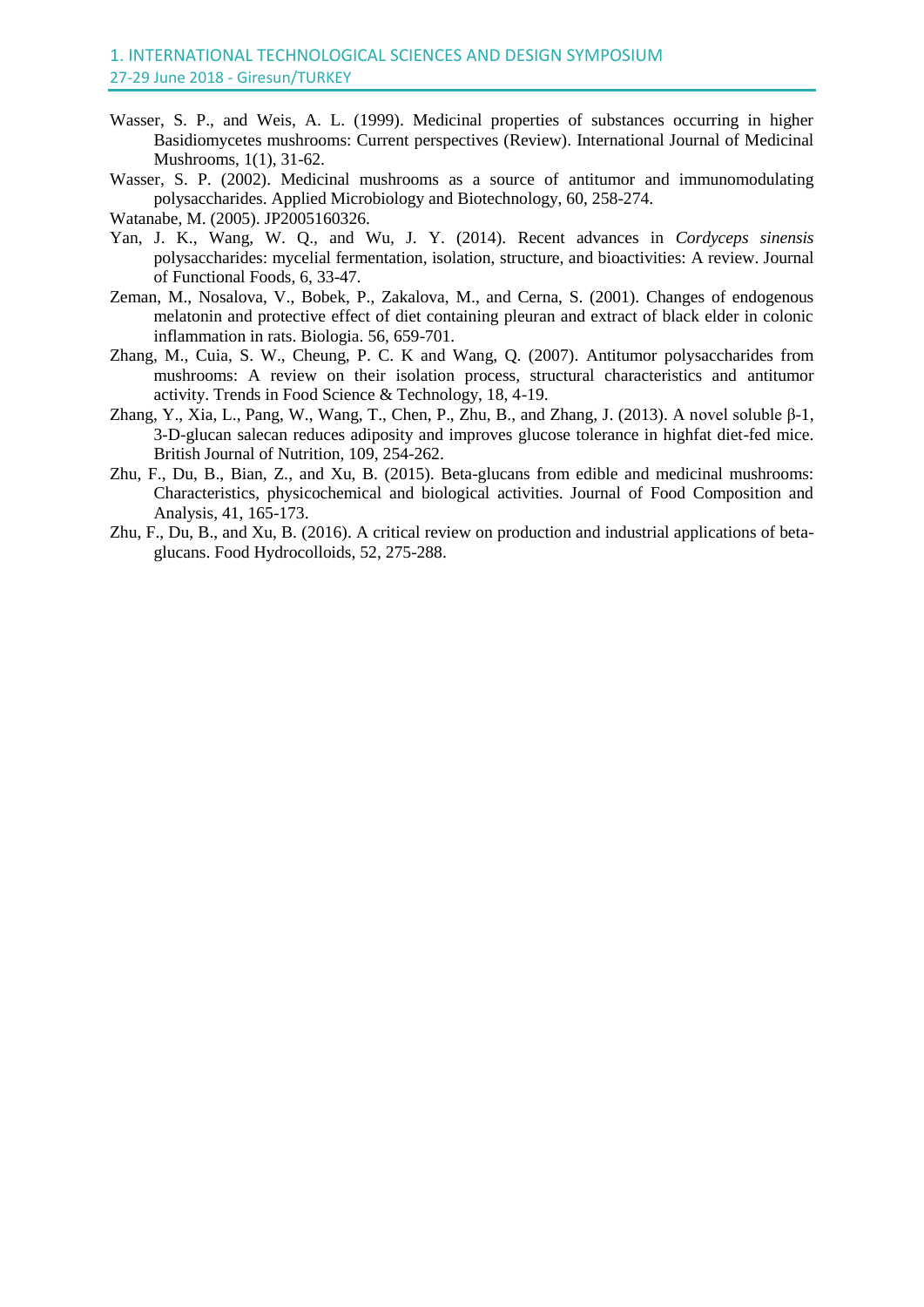Wasser, S. P., and Weis, A. L. (1999). Medicinal properties of substances occurring in higher Basidiomycetes mushrooms: Current perspectives (Review). International Journal of Medicinal Mushrooms, 1(1), 31-62.

Wasser, S. P. (2002). Medicinal mushrooms as a source of antitumor and immunomodulating polysaccharides. Applied Microbiology and Biotechnology, 60, 258-274.

Watanabe, M. (2005). JP2005160326.

Yan, J. K., Wang, W. Q., and Wu, J. Y. (2014). Recent advances in *Cordyceps sinensis* polysaccharides: mycelial fermentation, isolation, structure, and bioactivities: A review. Journal of Functional Foods, 6, 33-47.

Zeman, M., Nosalova, V., Bobek, P., Zakalova, M., and Cerna, S. (2001). Changes of endogenous melatonin and protective effect of diet containing pleuran and extract of black elder in colonic inflammation in rats. Biologia. 56, 659-701.

Zhang, M., Cuia, S. W., Cheung, P. C. K and Wang, Q. (2007). Antitumor polysaccharides from mushrooms: A review on their isolation process, structural characteristics and antitumor activity. Trends in Food Science & Technology, 18, 4-19.

Zhang, Y., Xia, L., Pang, W., Wang, T., Chen, P., Zhu, B., and Zhang, J. (2013). A novel soluble β-1, 3-D-glucan salecan reduces adiposity and improves glucose tolerance in highfat diet-fed mice. British Journal of Nutrition, 109, 254-262.

Zhu, F., Du, B., Bian, Z., and Xu, B. (2015). Beta-glucans from edible and medicinal mushrooms: Characteristics, physicochemical and biological activities. Journal of Food Composition and Analysis, 41, 165-173.

Zhu, F., Du, B., and Xu, B. (2016). A critical review on production and industrial applications of beta-glucans. Food Hydrocolloids, 52, 275-288.